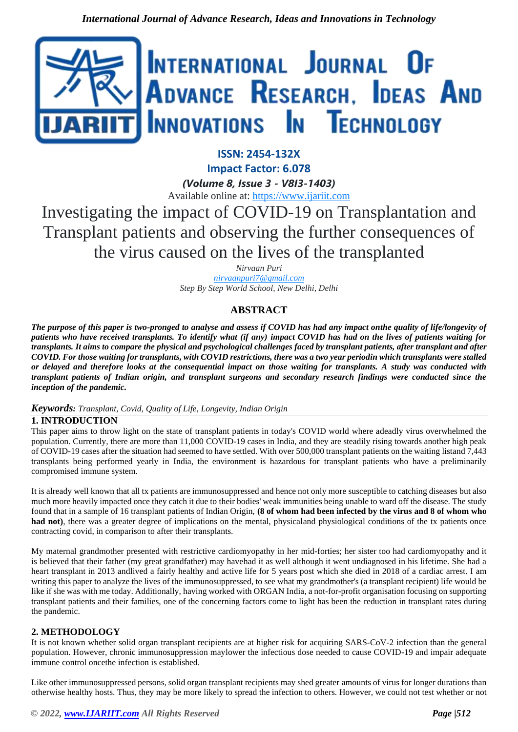ISSN: 2454-132X

Impact Factor: 6.078

*(Volume 8, Issue 3 - V8I3-1403)*

Available online at: https://www.ijariit.com

# Investigating the impact of COVID-19 on Transplantation and Transplant patients and observing the further consequences of the virus caused on the lives of the transplanted

*Nirvaan Puri*

*nirvaanpuri7@gmail.com*

*Step By Step World School, New Delhi, Delhi*

## ABSTRACT

***The purpose of this paper is two-pronged to analyse and assess if COVID has had any impact onthe quality of life/longevity of patients who have received transplants. To identify what (if any) impact COVID has had on the lives of patients waiting for transplants. It aims to compare the physical and psychological challenges faced by transplant patients, after transplant and after COVID. For those waiting for transplants, with COVID restrictions, there was a two year periodin which transplants were stalled or delayed and therefore looks at the consequential impact on those waiting for transplants. A study was conducted with transplant patients of Indian origin, and transplant surgeons and secondary research findings were conducted since the inception of the pandemic.***

***Keywords:*** *Transplant, Covid, Quality of Life, Longevity, Indian Origin*

## 1. INTRODUCTION

This paper aims to throw light on the state of transplant patients in today's COVID world where adeadly virus overwhelmed the population. Currently, there are more than 11,000 COVID-19 cases in India, and they are steadily rising towards another high peak of COVID-19 cases after the situation had seemed to have settled. With over 500,000 transplant patients on the waiting listand 7,443 transplants being performed yearly in India, the environment is hazardous for transplant patients who have a preliminarily compromised immune system.

It is already well known that all tx patients are immunosuppressed and hence not only more susceptible to catching diseases but also much more heavily impacted once they catch it due to their bodies' weak immunities being unable to ward off the disease. The study found that in a sample of 16 transplant patients of Indian Origin, **(8 of whom had been infected by the virus and 8 of whom who had not)**, there was a greater degree of implications on the mental, physicaland physiological conditions of the tx patients once contracting covid, in comparison to after their transplants.

My maternal grandmother presented with restrictive cardiomyopathy in her mid-forties; her sister too had cardiomyopathy and it is believed that their father (my great grandfather) may havehad it as well although it went undiagnosed in his lifetime. She had a heart transplant in 2013 andlived a fairly healthy and active life for 5 years post which she died in 2018 of a cardiac arrest. I am writing this paper to analyze the lives of the immunosuppressed, to see what my grandmother's (a transplant recipient) life would be like if she was with me today. Additionally, having worked with ORGAN India, a not-for-profit organisation focusing on supporting transplant patients and their families, one of the concerning factors come to light has been the reduction in transplant rates during the pandemic.

## 2. METHODOLOGY

It is not known whether solid organ transplant recipients are at higher risk for acquiring SARS-CoV-2 infection than the general population. However, chronic immunosuppression maylower the infectious dose needed to cause COVID-19 and impair adequate immune control oncethe infection is established.

Like other immunosuppressed persons, solid organ transplant recipients may shed greater amounts of virus for longer durations than otherwise healthy hosts. Thus, they may be more likely to spread the infection to others. However, we could not test whether or not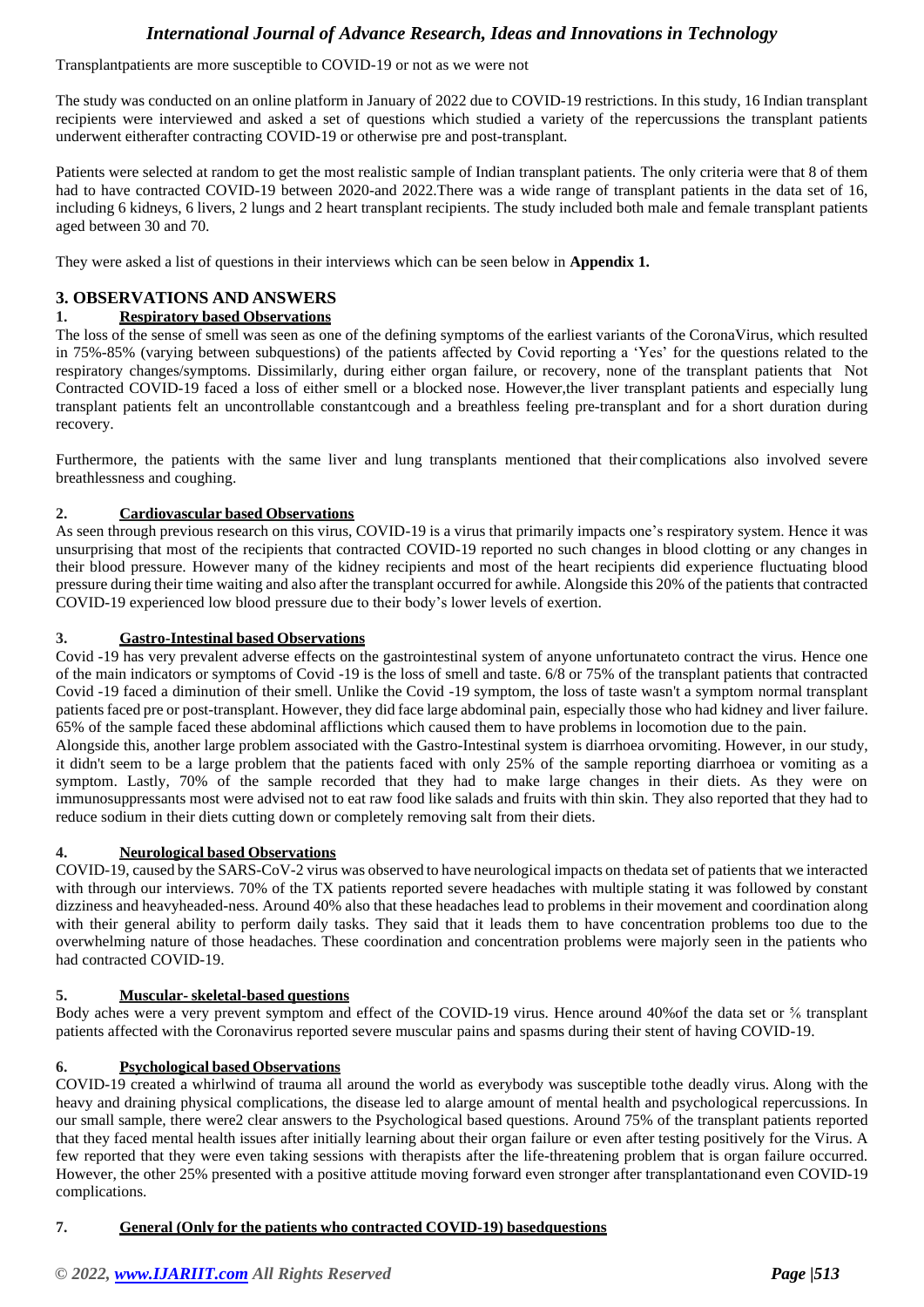Transplantpatients are more susceptible to COVID-19 or not as we were not

The study was conducted on an online platform in January of 2022 due to COVID-19 restrictions. In this study, 16 Indian transplant recipients were interviewed and asked a set of questions which studied a variety of the repercussions the transplant patients underwent eitherafter contracting COVID-19 or otherwise pre and post-transplant.

Patients were selected at random to get the most realistic sample of Indian transplant patients. The only criteria were that 8 of them had to have contracted COVID-19 between 2020-and 2022.There was a wide range of transplant patients in the data set of 16, including 6 kidneys, 6 livers, 2 lungs and 2 heart transplant recipients. The study included both male and female transplant patients aged between 30 and 70.

They were asked a list of questions in their interviews which can be seen below in **Appendix 1.**

## 3. OBSERVATIONS AND ANSWERS

### 1. Respiratory based Observations

The loss of the sense of smell was seen as one of the defining symptoms of the earliest variants of the CoronaVirus, which resulted in 75%-85% (varying between subquestions) of the patients affected by Covid reporting a 'Yes' for the questions related to the respiratory changes/symptoms. Dissimilarly, during either organ failure, or recovery, none of the transplant patients that Not Contracted COVID-19 faced a loss of either smell or a blocked nose. However,the liver transplant patients and especially lung transplant patients felt an uncontrollable constantcough and a breathless feeling pre-transplant and for a short duration during recovery.

Furthermore, the patients with the same liver and lung transplants mentioned that their complications also involved severe breathlessness and coughing.

### 2. Cardiovascular based Observations

As seen through previous research on this virus, COVID-19 is a virus that primarily impacts one's respiratory system. Hence it was unsurprising that most of the recipients that contracted COVID-19 reported no such changes in blood clotting or any changes in their blood pressure. However many of the kidney recipients and most of the heart recipients did experience fluctuating blood pressure during their time waiting and also after the transplant occurred for awhile. Alongside this 20% of the patients that contracted COVID-19 experienced low blood pressure due to their body's lower levels of exertion.

### 3. Gastro-Intestinal based Observations

Covid -19 has very prevalent adverse effects on the gastrointestinal system of anyone unfortunateto contract the virus. Hence one of the main indicators or symptoms of Covid -19 is the loss of smell and taste. 6/8 or 75% of the transplant patients that contracted Covid -19 faced a diminution of their smell. Unlike the Covid -19 symptom, the loss of taste wasn't a symptom normal transplant patients faced pre or post-transplant. However, they did face large abdominal pain, especially those who had kidney and liver failure. 65% of the sample faced these abdominal afflictions which caused them to have problems in locomotion due to the pain.

Alongside this, another large problem associated with the Gastro-Intestinal system is diarrhoea orvomiting. However, in our study, it didn't seem to be a large problem that the patients faced with only 25% of the sample reporting diarrhoea or vomiting as a symptom. Lastly, 70% of the sample recorded that they had to make large changes in their diets. As they were on immunosuppressants most were advised not to eat raw food like salads and fruits with thin skin. They also reported that they had to reduce sodium in their diets cutting down or completely removing salt from their diets.

### 4. Neurological based Observations

COVID-19, caused by the SARS-CoV-2 virus was observed to have neurological impacts on thedata set of patients that we interacted with through our interviews. 70% of the TX patients reported severe headaches with multiple stating it was followed by constant dizziness and heavyheaded-ness. Around 40% also that these headaches lead to problems in their movement and coordination along with their general ability to perform daily tasks. They said that it leads them to have concentration problems too due to the overwhelming nature of those headaches. These coordination and concentration problems were majorly seen in the patients who had contracted COVID-19.

### 5. Muscular- skeletal-based questions

Body aches were a very prevent symptom and effect of the COVID-19 virus. Hence around 40%of the data set or ⅝ transplant patients affected with the Coronavirus reported severe muscular pains and spasms during their stent of having COVID-19.

### 6. Psychological based Observations

COVID-19 created a whirlwind of trauma all around the world as everybody was susceptible tothe deadly virus. Along with the heavy and draining physical complications, the disease led to alarge amount of mental health and psychological repercussions. In our small sample, there were2 clear answers to the Psychological based questions. Around 75% of the transplant patients reported that they faced mental health issues after initially learning about their organ failure or even after testing positively for the Virus. A few reported that they were even taking sessions with therapists after the life-threatening problem that is organ failure occurred. However, the other 25% presented with a positive attitude moving forward even stronger after transplantationand even COVID-19 complications.

### 7. General (Only for the patients who contracted COVID-19) basedquestions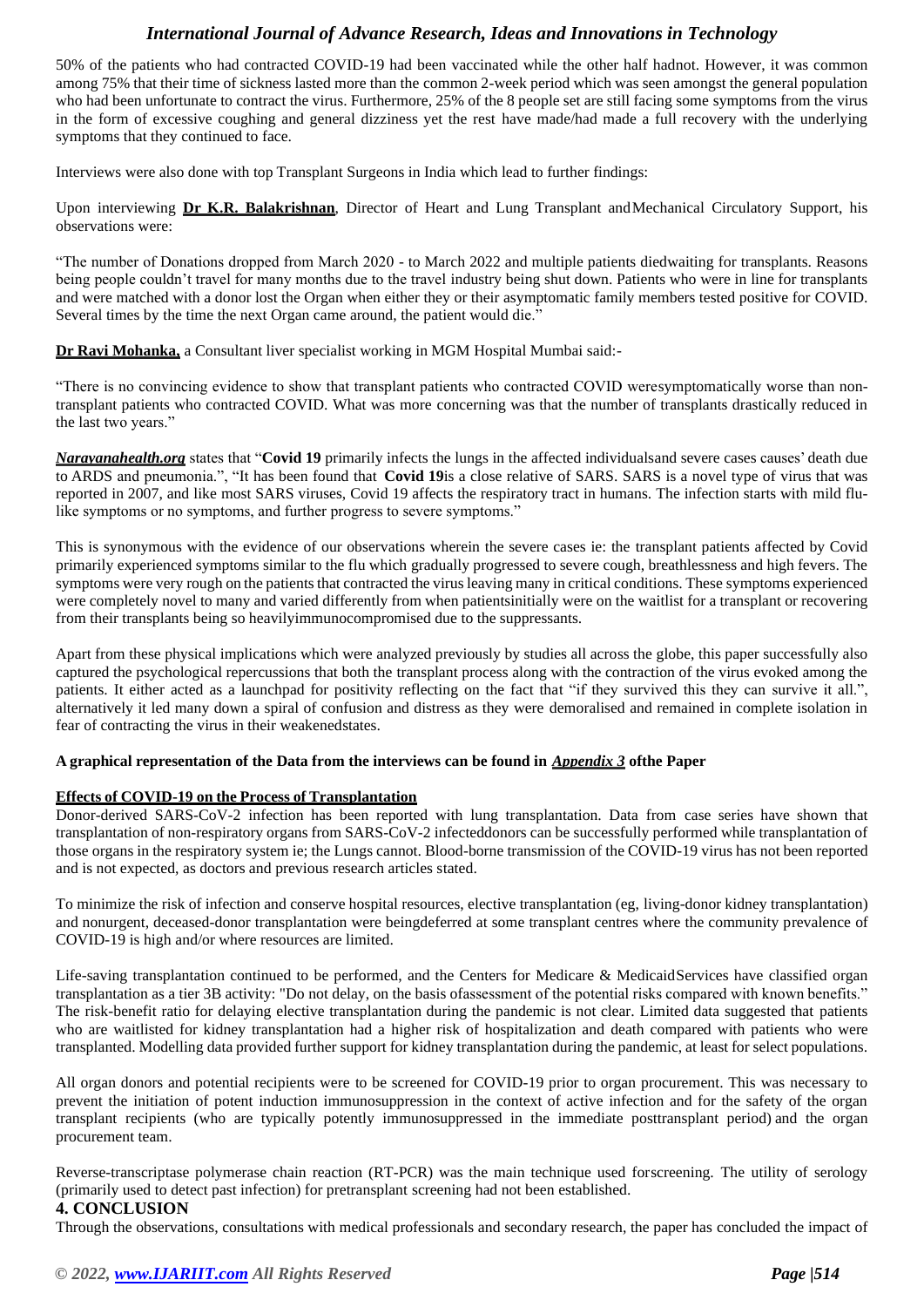50% of the patients who had contracted COVID-19 had been vaccinated while the other half hadnot. However, it was common among 75% that their time of sickness lasted more than the common 2-week period which was seen amongst the general population who had been unfortunate to contract the virus. Furthermore, 25% of the 8 people set are still facing some symptoms from the virus in the form of excessive coughing and general dizziness yet the rest have made/had made a full recovery with the underlying symptoms that they continued to face.

Interviews were also done with top Transplant Surgeons in India which lead to further findings:

Upon interviewing **Dr K.R. Balakrishnan**, Director of Heart and Lung Transplant andMechanical Circulatory Support, his observations were:

"The number of Donations dropped from March 2020 - to March 2022 and multiple patients diedwaiting for transplants. Reasons being people couldn't travel for many months due to the travel industry being shut down. Patients who were in line for transplants and were matched with a donor lost the Organ when either they or their asymptomatic family members tested positive for COVID. Several times by the time the next Organ came around, the patient would die."

**Dr Ravi Mohanka,** a Consultant liver specialist working in MGM Hospital Mumbai said:-

"There is no convincing evidence to show that transplant patients who contracted COVID weresymptomatically worse than non-transplant patients who contracted COVID. What was more concerning was that the number of transplants drastically reduced in the last two years."

***Narayanahealth.org*** states that "**Covid 19** primarily infects the lungs in the affected individualsand severe cases causes' death due to ARDS and pneumonia.", "It has been found that **Covid 19**is a close relative of SARS. SARS is a novel type of virus that was reported in 2007, and like most SARS viruses, Covid 19 affects the respiratory tract in humans. The infection starts with mild flu-like symptoms or no symptoms, and further progress to severe symptoms."

This is synonymous with the evidence of our observations wherein the severe cases ie: the transplant patients affected by Covid primarily experienced symptoms similar to the flu which gradually progressed to severe cough, breathlessness and high fevers. The symptoms were very rough on the patients that contracted the virus leaving many in critical conditions. These symptoms experienced were completely novel to many and varied differently from when patientsinitially were on the waitlist for a transplant or recovering from their transplants being so heavilyimmunocompromised due to the suppressants.

Apart from these physical implications which were analyzed previously by studies all across the globe, this paper successfully also captured the psychological repercussions that both the transplant process along with the contraction of the virus evoked among the patients. It either acted as a launchpad for positivity reflecting on the fact that "if they survived this they can survive it all.", alternatively it led many down a spiral of confusion and distress as they were demoralised and remained in complete isolation in fear of contracting the virus in their weakenedstates.

**A graphical representation of the Data from the interviews can be found in *Appendix 3* ofthe Paper**

**Effects of COVID-19 on the Process of Transplantation**

Donor-derived SARS-CoV-2 infection has been reported with lung transplantation. Data from case series have shown that transplantation of non-respiratory organs from SARS-CoV-2 infecteddonors can be successfully performed while transplantation of those organs in the respiratory system ie; the Lungs cannot. Blood-borne transmission of the COVID-19 virus has not been reported and is not expected, as doctors and previous research articles stated.

To minimize the risk of infection and conserve hospital resources, elective transplantation (eg, living-donor kidney transplantation) and nonurgent, deceased-donor transplantation were beingdeferred at some transplant centres where the community prevalence of COVID-19 is high and/or where resources are limited.

Life-saving transplantation continued to be performed, and the Centers for Medicare & MedicaidServices have classified organ transplantation as a tier 3B activity: "Do not delay, on the basis ofassessment of the potential risks compared with known benefits." The risk-benefit ratio for delaying elective transplantation during the pandemic is not clear. Limited data suggested that patients who are waitlisted for kidney transplantation had a higher risk of hospitalization and death compared with patients who were transplanted. Modelling data provided further support for kidney transplantation during the pandemic, at least for select populations.

All organ donors and potential recipients were to be screened for COVID-19 prior to organ procurement. This was necessary to prevent the initiation of potent induction immunosuppression in the context of active infection and for the safety of the organ transplant recipients (who are typically potently immunosuppressed in the immediate posttransplant period) and the organ procurement team.

Reverse-transcriptase polymerase chain reaction (RT-PCR) was the main technique used forscreening. The utility of serology (primarily used to detect past infection) for pretransplant screening had not been established.

## 4. CONCLUSION

Through the observations, consultations with medical professionals and secondary research, the paper has concluded the impact of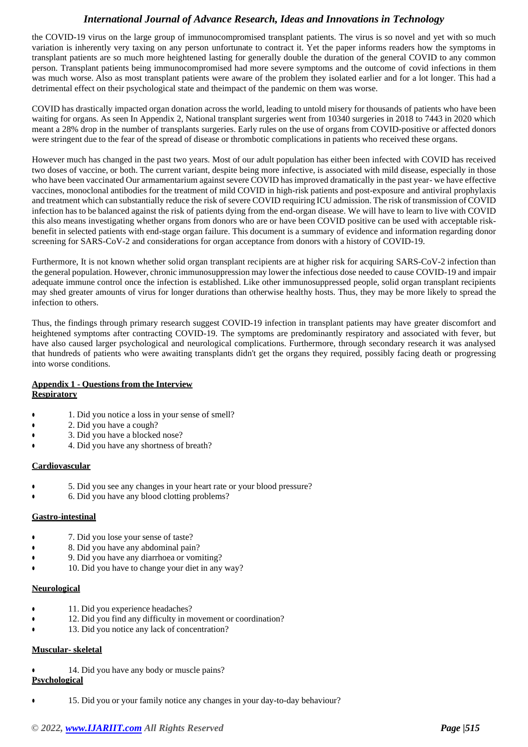the COVID-19 virus on the large group of immunocompromised transplant patients. The virus is so novel and yet with so much variation is inherently very taxing on any person unfortunate to contract it. Yet the paper informs readers how the symptoms in transplant patients are so much more heightened lasting for generally double the duration of the general COVID to any common person. Transplant patients being immunocompromised had more severe symptoms and the outcome of covid infections in them was much worse. Also as most transplant patients were aware of the problem they isolated earlier and for a lot longer. This had a detrimental effect on their psychological state and theimpact of the pandemic on them was worse.

COVID has drastically impacted organ donation across the world, leading to untold misery for thousands of patients who have been waiting for organs. As seen In Appendix 2, National transplant surgeries went from 10340 surgeries in 2018 to 7443 in 2020 which meant a 28% drop in the number of transplants surgeries. Early rules on the use of organs from COVID-positive or affected donors were stringent due to the fear of the spread of disease or thrombotic complications in patients who received these organs.

However much has changed in the past two years. Most of our adult population has either been infected with COVID has received two doses of vaccine, or both. The current variant, despite being more infective, is associated with mild disease, especially in those who have been vaccinated Our armamentarium against severe COVID has improved dramatically in the past year- we have effective vaccines, monoclonal antibodies for the treatment of mild COVID in high-risk patients and post-exposure and antiviral prophylaxis and treatment which can substantially reduce the risk of severe COVID requiring ICU admission. The risk of transmission of COVID infection has to be balanced against the risk of patients dying from the end-organ disease. We will have to learn to live with COVID this also means investigating whether organs from donors who are or have been COVID positive can be used with acceptable risk-benefit in selected patients with end-stage organ failure. This document is a summary of evidence and information regarding donor screening for SARS-CoV-2 and considerations for organ acceptance from donors with a history of COVID-19.

Furthermore, It is not known whether solid organ transplant recipients are at higher risk for acquiring SARS-CoV-2 infection than the general population. However, chronic immunosuppression may lower the infectious dose needed to cause COVID-19 and impair adequate immune control once the infection is established. Like other immunosuppressed people, solid organ transplant recipients may shed greater amounts of virus for longer durations than otherwise healthy hosts. Thus, they may be more likely to spread the infection to others.

Thus, the findings through primary research suggest COVID-19 infection in transplant patients may have greater discomfort and heightened symptoms after contracting COVID-19. The symptoms are predominantly respiratory and associated with fever, but have also caused larger psychological and neurological complications. Furthermore, through secondary research it was analysed that hundreds of patients who were awaiting transplants didn't get the organs they required, possibly facing death or progressing into worse conditions.

**Appendix 1 - Questions from the Interview**

**Respiratory**

- 1. Did you notice a loss in your sense of smell?
- 2. Did you have a cough?
- 3. Did you have a blocked nose?
- 4. Did you have any shortness of breath?

**Cardiovascular**

- 5. Did you see any changes in your heart rate or your blood pressure?
- 6. Did you have any blood clotting problems?

**Gastro-intestinal**

- 7. Did you lose your sense of taste?
- 8. Did you have any abdominal pain?
- 9. Did you have any diarrhoea or vomiting?
- 10. Did you have to change your diet in any way?

**Neurological**

- 11. Did you experience headaches?
- 12. Did you find any difficulty in movement or coordination?
- 13. Did you notice any lack of concentration?

**Muscular- skeletal**

- 14. Did you have any body or muscle pains?

**Psychological**

- 15. Did you or your family notice any changes in your day-to-day behaviour?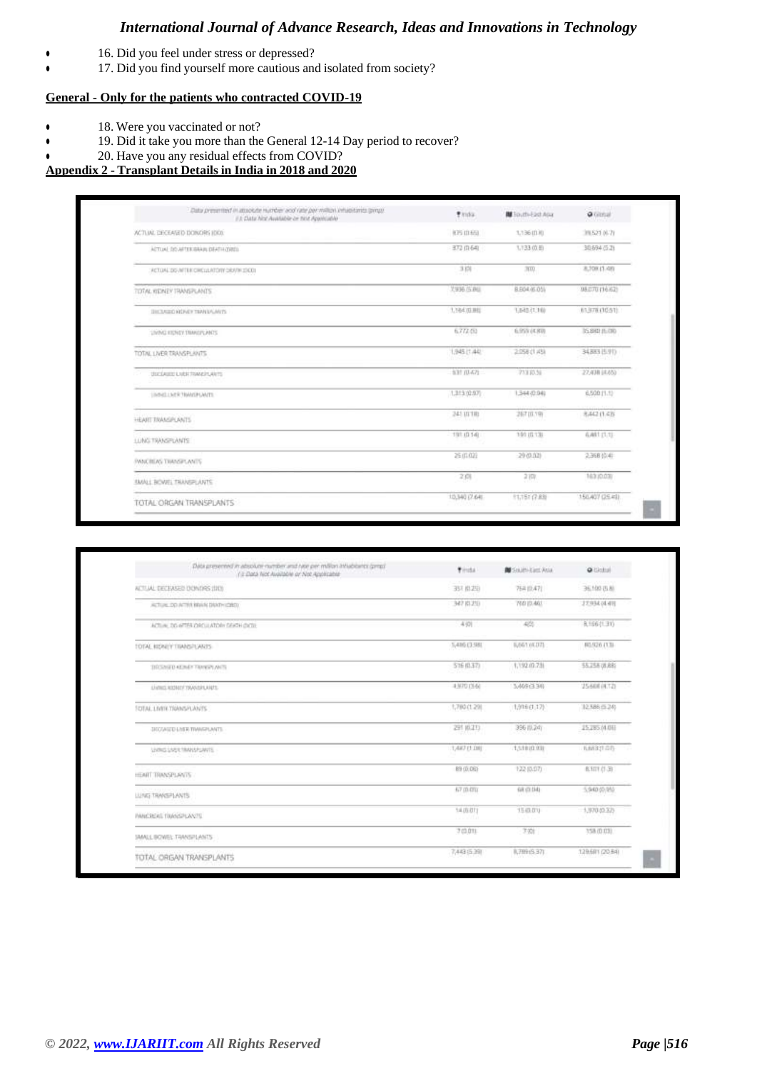- 16. Did you feel under stress or depressed?
- 17. Did you find yourself more cautious and isolated from society?

**General - Only for the patients who contracted COVID-19**

- 18. Were you vaccinated or not?
- 19. Did it take you more than the General 12-14 Day period to recover?
- 20. Have you any residual effects from COVID?

**Appendix 2 - Transplant Details in India in 2018 and 2020**

| Data presented in absolute number and rate per million inhabitants (pmp) (-): Data Not Available or Not Applicable | India | South-East Asia | Global |
|---|---|---|---|
| ACTUAL DECEASED DONORS (DD) | 875 (0.65) | 1,136 (0.8) | 39,521 (6.7) |
| ACTUAL DD AFTER BRAIN DEATH (DBD) | 872 (0.64) | 1,133 (0.8) | 30,694 (5.2) |
| ACTUAL DD AFTER CIRCULATORY DEATH (DCD) | 3 (0) | 3(0) | 8,709 (1.48) |
| TOTAL KIDNEY TRANSPLANTS | 7,936 (5.86) | 8,604 (6.05) | 98,070 (16.62) |
| DECEASED KIDNEY TRANSPLANTS | 1,164 (0.86) | 1,645 (1.16) | 61,978 (10.51) |
| LIVING KIDNEY TRANSPLANTS | 6,772 (5) | 6,959 (4.89) | 35,840 (6.08) |
| TOTAL LIVER TRANSPLANTS | 1,945 (1.44) | 2,058 (1.45) | 34,883 (5.91) |
| DECEASED LIVER TRANSPLANTS | 631 (0.47) | 713 (0.5) | 27,438 (4.65) |
| LIVING LIVER TRANSPLANTS | 1,313 (0.97) | 1,344 (0.94) | 6,500 (1.1) |
| HEART TRANSPLANTS | 241 (0.18) | 267 (0.19) | 8,442 (1.43) |
| LUNG TRANSPLANTS | 191 (0.14) | 191 (0.13) | 6,481 (1.1) |
| PANCREAS TRANSPLANTS | 25 (0.02) | 29 (0.02) | 2,368 (0.4) |
| SMALL BOWEL TRANSPLANTS | 2 (0) | 2 (0) | 163 (0.03) |
| TOTAL ORGAN TRANSPLANTS | 10,340 (7.64) | 11,151 (7.83) | 150,407 (25.49) |

| Data presented in absolute number and rate per million inhabitants (pmp) (-): Data Not Available or Not Applicable | India | South-East Asia | Global |
|---|---|---|---|
| ACTUAL DECEASED DONORS (DD) | 351 (0.25) | 764 (0.47) | 36,100 (5.8) |
| ACTUAL DD AFTER BRAIN DEATH (DBD) | 347 (0.25) | 760 (0.46) | 27,934 (4.49) |
| ACTUAL DD AFTER CIRCULATORY DEATH (DCD) | 4 (0) | 4(0) | 8,166 (1.31) |
| TOTAL KIDNEY TRANSPLANTS | 5,486 (3.98) | 6,661 (4.07) | 80,926 (13) |
| DECEASED KIDNEY TRANSPLANTS | 516 (0.37) | 1,192 (0.73) | 55,258 (8.88) |
| LIVING KIDNEY TRANSPLANTS | 4,970 (3.6) | 5,469 (3.34) | 25,668 (4.12) |
| TOTAL LIVER TRANSPLANTS | 1,780 (1.29) | 1,916 (1.17) | 32,586 (5.24) |
| DECEASED LIVER TRANSPLANTS | 291 (0.21) | 396 (0.24) | 25,285 (4.06) |
| LIVING LIVER TRANSPLANTS | 1,487 (1.08) | 1,518 (0.93) | 6,883 (1.07) |
| HEART TRANSPLANTS | 89 (0.06) | 122 (0.07) | 8,101 (1.3) |
| LUNG TRANSPLANTS | 67 (0.05) | 68 (0.04) | 5,940 (0.95) |
| PANCREAS TRANSPLANTS | 14 (0.01) | 15 (0.01) | 1,970 (0.32) |
| SMALL BOWEL TRANSPLANTS | 7 (0.01) | 7 (0) | 158 (0.03) |
| TOTAL ORGAN TRANSPLANTS | 7,443 (5.39) | 8,789 (5.37) | 129,681 (20.84) |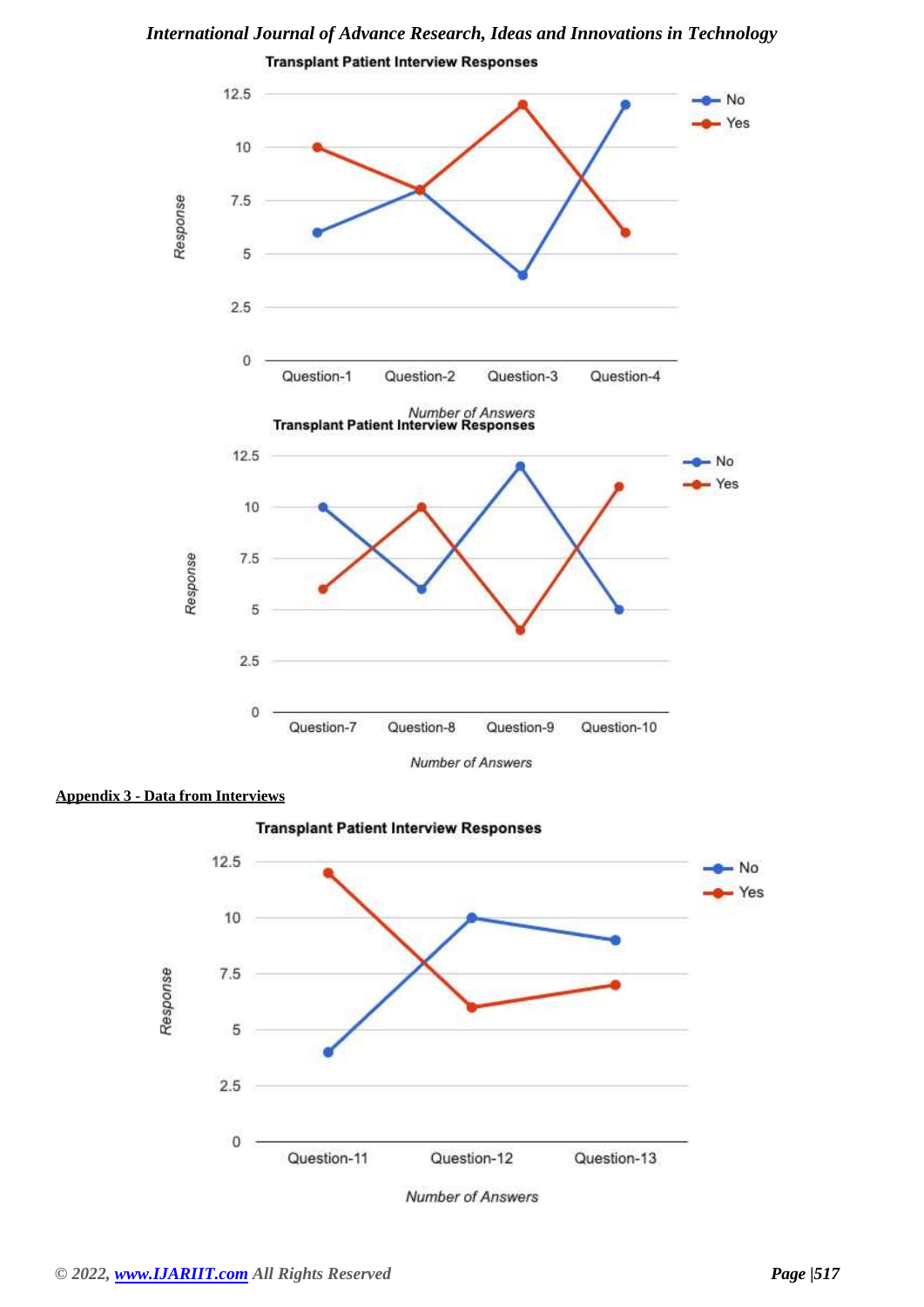Transplant Patient Interview Responses

| | Question-1 | Question-2 | Question-3 | Question-4 |
|---|---|---|---|---|
| No | 6 | 8 | 4 | 12 |
| Yes | 10 | 8 | 12 | 6 |

Response / Number of Answers

Transplant Patient Interview Responses

| | Question-7 | Question-8 | Question-9 | Question-10 |
|---|---|---|---|---|
| No | 10 | 6 | 12 | 5 |
| Yes | 6 | 10 | 4 | 11 |

Response / Number of Answers

**Appendix 3 - Data from Interviews**

Transplant Patient Interview Responses

| | Question-11 | Question-12 | Question-13 |
|---|---|---|---|
| No | 4 | 10 | 9 |
| Yes | 12 | 6 | 7 |

Response / Number of Answers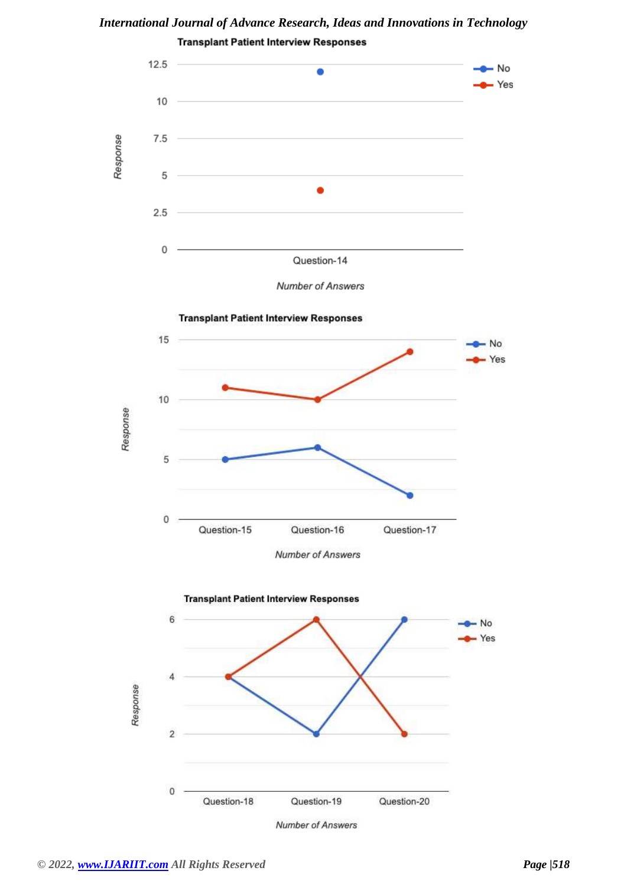**Transplant Patient Interview Responses**

Response

Question-14

Number of Answers

No / Yes

**Transplant Patient Interview Responses**

Response

Question-15 | Question-16 | Question-17

Number of Answers

No / Yes

**Transplant Patient Interview Responses**

Response

Question-18 | Question-19 | Question-20

Number of Answers

No / Yes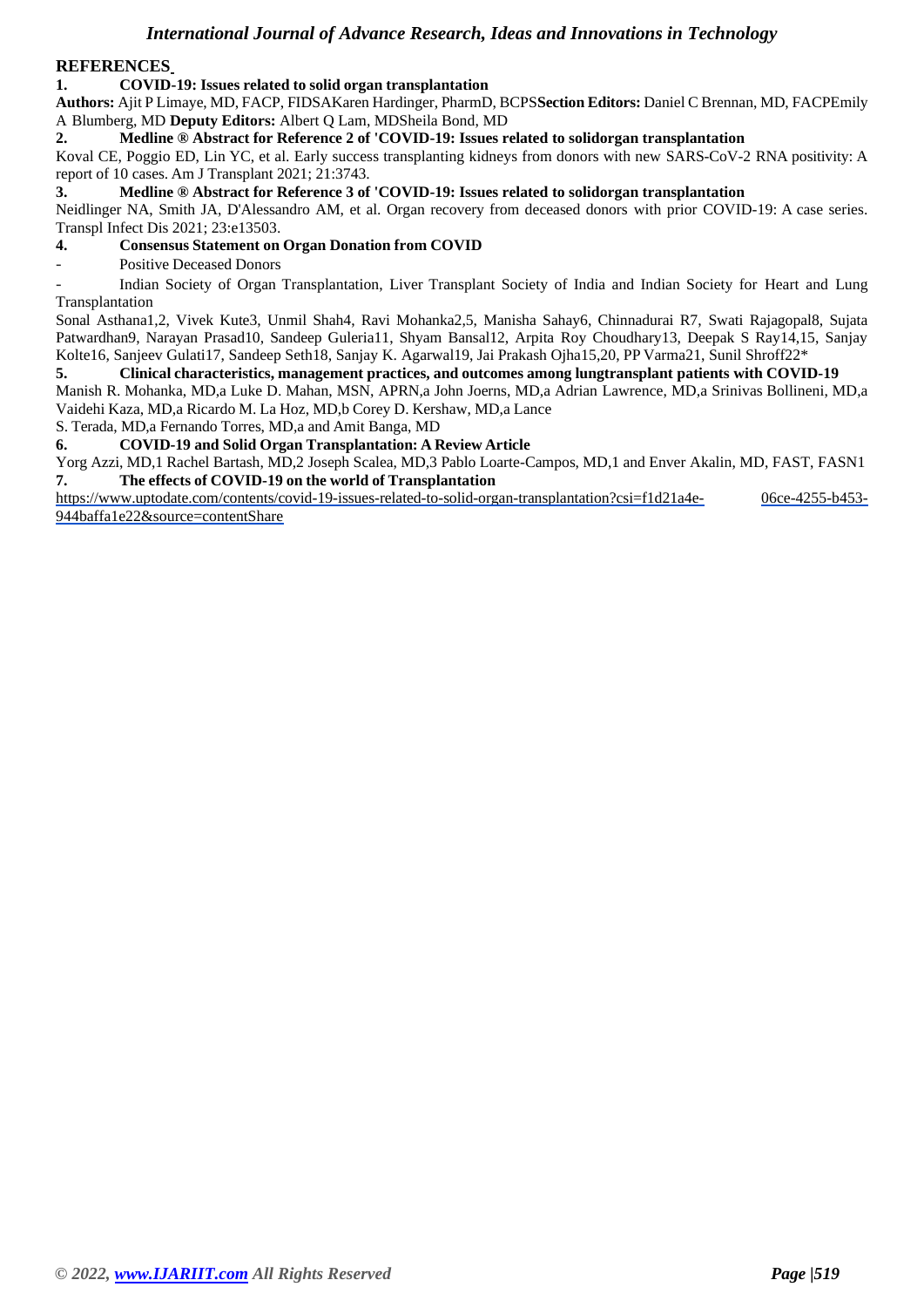## REFERENCES

1. **COVID-19: Issues related to solid organ transplantation**

**Authors:** Ajit P Limaye, MD, FACP, FIDSAKaren Hardinger, PharmD, BCPS**Section Editors:** Daniel C Brennan, MD, FACPEmily A Blumberg, MD **Deputy Editors:** Albert Q Lam, MDSheila Bond, MD

2. **Medline ® Abstract for Reference 2 of 'COVID-19: Issues related to solidorgan transplantation**

Koval CE, Poggio ED, Lin YC, et al. Early success transplanting kidneys from donors with new SARS-CoV-2 RNA positivity: A report of 10 cases. Am J Transplant 2021; 21:3743.

3. **Medline ® Abstract for Reference 3 of 'COVID-19: Issues related to solidorgan transplantation**

Neidlinger NA, Smith JA, D'Alessandro AM, et al. Organ recovery from deceased donors with prior COVID-19: A case series. Transpl Infect Dis 2021; 23:e13503.

4. **Consensus Statement on Organ Donation from COVID**

- Positive Deceased Donors
- Indian Society of Organ Transplantation, Liver Transplant Society of India and Indian Society for Heart and Lung Transplantation

Sonal Asthana1,2, Vivek Kute3, Unmil Shah4, Ravi Mohanka2,5, Manisha Sahay6, Chinnadurai R7, Swati Rajagopal8, Sujata Patwardhan9, Narayan Prasad10, Sandeep Guleria11, Shyam Bansal12, Arpita Roy Choudhary13, Deepak S Ray14,15, Sanjay Kolte16, Sanjeev Gulati17, Sandeep Seth18, Sanjay K. Agarwal19, Jai Prakash Ojha15,20, PP Varma21, Sunil Shroff22*

5. **Clinical characteristics, management practices, and outcomes among lungtransplant patients with COVID-19**

Manish R. Mohanka, MD,a Luke D. Mahan, MSN, APRN,a John Joerns, MD,a Adrian Lawrence, MD,a Srinivas Bollineni, MD,a Vaidehi Kaza, MD,a Ricardo M. La Hoz, MD,b Corey D. Kershaw, MD,a Lance S. Terada, MD,a Fernando Torres, MD,a and Amit Banga, MD

6. **COVID-19 and Solid Organ Transplantation: A Review Article**

Yorg Azzi, MD,1 Rachel Bartash, MD,2 Joseph Scalea, MD,3 Pablo Loarte-Campos, MD,1 and Enver Akalin, MD, FAST, FASN1

7. **The effects of COVID-19 on the world of Transplantation**

https://www.uptodate.com/contents/covid-19-issues-related-to-solid-organ-transplantation?csi=f1d21a4e-06ce-4255-b453-944baffa1e22&source=contentShare